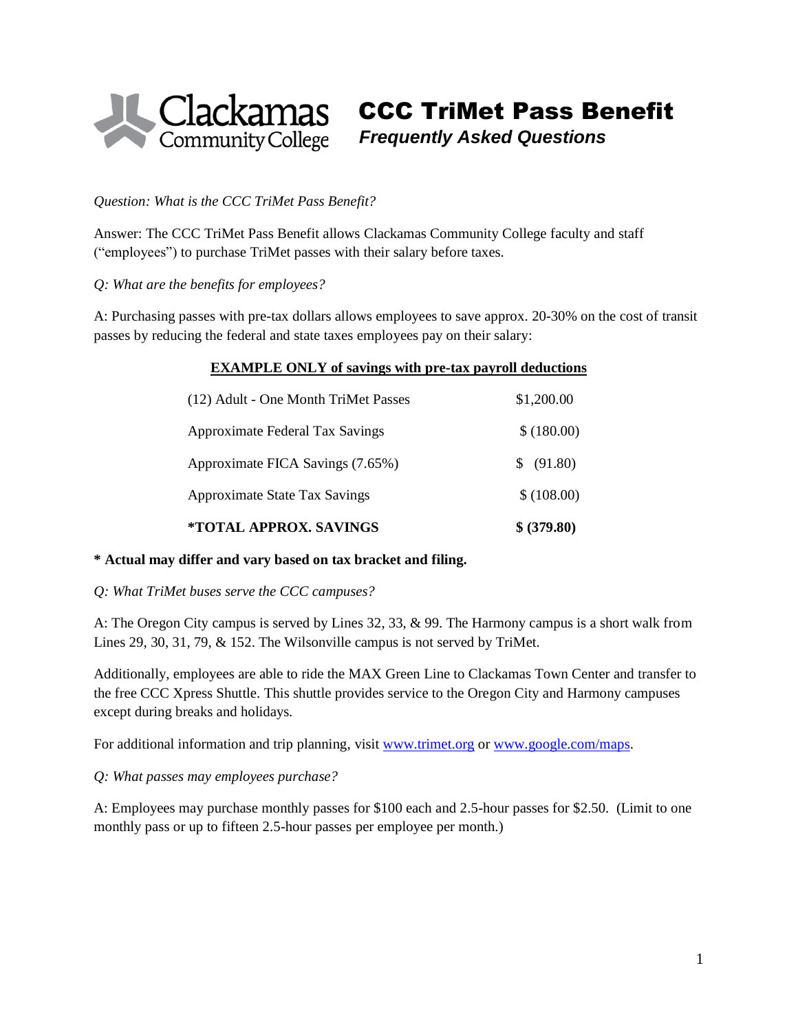# CCC TriMet Pass Benefit

## *Frequently Asked Questions*

*Question: What is the CCC TriMet Pass Benefit?*

Answer: The CCC TriMet Pass Benefit allows Clackamas Community College faculty and staff ("employees") to purchase TriMet passes with their salary before taxes.

*Q: What are the benefits for employees?*

A: Purchasing passes with pre-tax dollars allows employees to save approx. 20-30% on the cost of transit passes by reducing the federal and state taxes employees pay on their salary:

**<u>EXAMPLE ONLY of savings with pre-tax payroll deductions</u>**

| | |
|---|---|
| (12) Adult - One Month TriMet Passes | $1,200.00 |
| Approximate Federal Tax Savings | $ (180.00) |
| Approximate FICA Savings (7.65%) | $ (91.80) |
| Approximate State Tax Savings | $ (108.00) |
| **\*TOTAL APPROX. SAVINGS** | **$ (379.80)** |

**\* Actual may differ and vary based on tax bracket and filing.**

*Q: What TriMet buses serve the CCC campuses?*

A: The Oregon City campus is served by Lines 32, 33, & 99. The Harmony campus is a short walk from Lines 29, 30, 31, 79, & 152. The Wilsonville campus is not served by TriMet.

Additionally, employees are able to ride the MAX Green Line to Clackamas Town Center and transfer to the free CCC Xpress Shuttle. This shuttle provides service to the Oregon City and Harmony campuses except during breaks and holidays.

For additional information and trip planning, visit [www.trimet.org](http://www.trimet.org) or [www.google.com/maps](http://www.google.com/maps).

*Q: What passes may employees purchase?*

A: Employees may purchase monthly passes for $100 each and 2.5-hour passes for $2.50. (Limit to one monthly pass or up to fifteen 2.5-hour passes per employee per month.)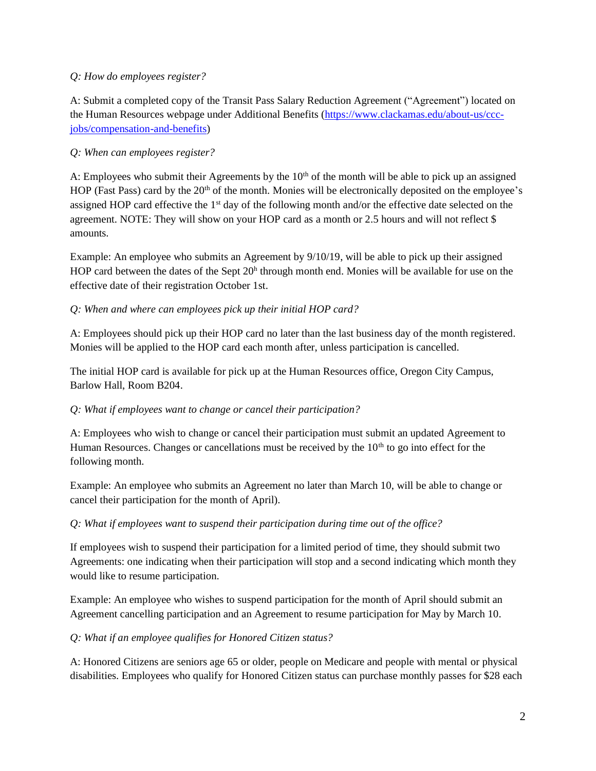*Q: How do employees register?*

A: Submit a completed copy of the Transit Pass Salary Reduction Agreement ("Agreement") located on the Human Resources webpage under Additional Benefits (https://www.clackamas.edu/about-us/ccc-jobs/compensation-and-benefits)

*Q: When can employees register?*

A: Employees who submit their Agreements by the 10th of the month will be able to pick up an assigned HOP (Fast Pass) card by the 20th of the month. Monies will be electronically deposited on the employee's assigned HOP card effective the 1st day of the following month and/or the effective date selected on the agreement. NOTE: They will show on your HOP card as a month or 2.5 hours and will not reflect $ amounts.

Example: An employee who submits an Agreement by 9/10/19, will be able to pick up their assigned HOP card between the dates of the Sept 20h through month end. Monies will be available for use on the effective date of their registration October 1st.

*Q: When and where can employees pick up their initial HOP card?*

A: Employees should pick up their HOP card no later than the last business day of the month registered. Monies will be applied to the HOP card each month after, unless participation is cancelled.

The initial HOP card is available for pick up at the Human Resources office, Oregon City Campus, Barlow Hall, Room B204.

*Q: What if employees want to change or cancel their participation?*

A: Employees who wish to change or cancel their participation must submit an updated Agreement to Human Resources. Changes or cancellations must be received by the 10th to go into effect for the following month.

Example: An employee who submits an Agreement no later than March 10, will be able to change or cancel their participation for the month of April).

*Q: What if employees want to suspend their participation during time out of the office?*

If employees wish to suspend their participation for a limited period of time, they should submit two Agreements: one indicating when their participation will stop and a second indicating which month they would like to resume participation.

Example: An employee who wishes to suspend participation for the month of April should submit an Agreement cancelling participation and an Agreement to resume participation for May by March 10.

*Q: What if an employee qualifies for Honored Citizen status?*

A: Honored Citizens are seniors age 65 or older, people on Medicare and people with mental or physical disabilities. Employees who qualify for Honored Citizen status can purchase monthly passes for $28 each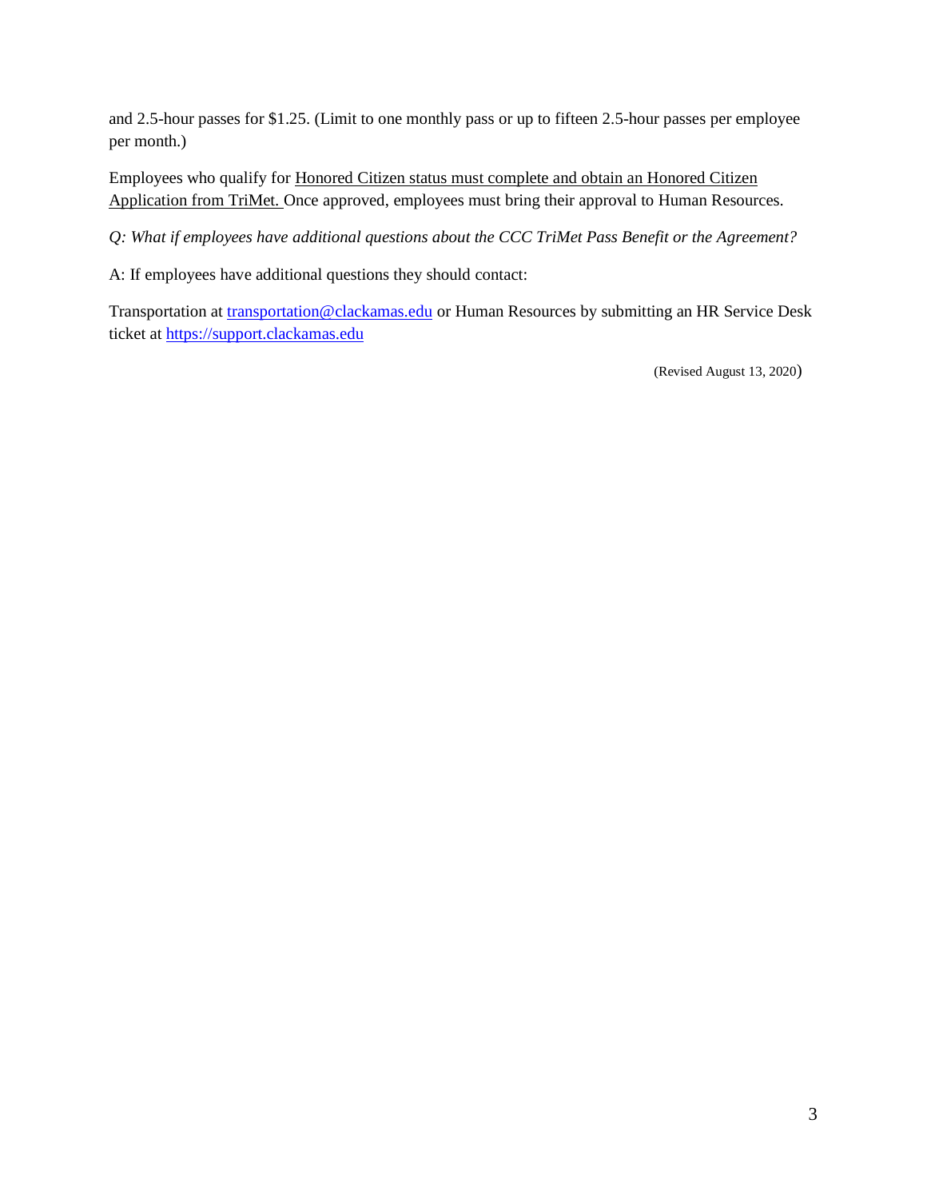and 2.5-hour passes for $1.25. (Limit to one monthly pass or up to fifteen 2.5-hour passes per employee per month.)

Employees who qualify for Honored Citizen status must complete and obtain an Honored Citizen Application from TriMet. Once approved, employees must bring their approval to Human Resources.

*Q: What if employees have additional questions about the CCC TriMet Pass Benefit or the Agreement?*

A: If employees have additional questions they should contact:

Transportation at transportation@clackamas.edu or Human Resources by submitting an HR Service Desk ticket at https://support.clackamas.edu

(Revised August 13, 2020)